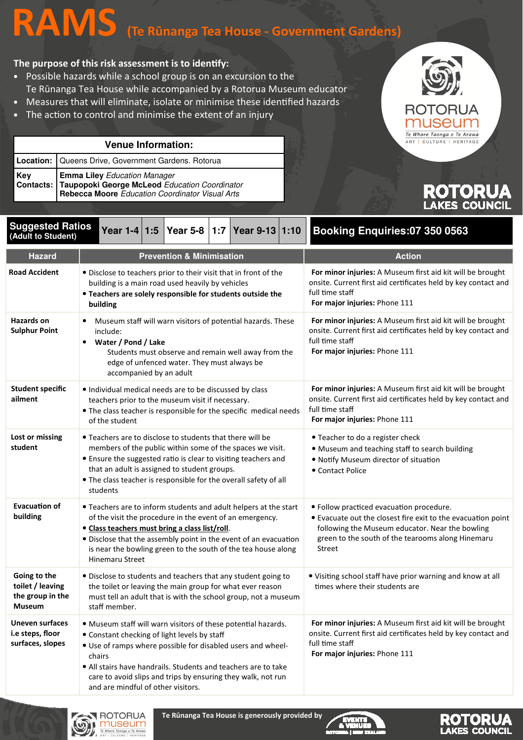# RAMS (Te Rūnanga Tea House - Government Gardens)

**The purpose of this risk assessment is to identify:**

- Possible hazards while a school group is on an excursion to the Te Rūnanga Tea House while accompanied by a Rotorua Museum educator
- Measures that will eliminate, isolate or minimise these identified hazards
- The action to control and minimise the extent of an injury

ROTORUA museum
*Te Whare Taonga o Te Arawa*
ART | CULTURE | HERITAGE

ROTORUA LAKES COUNCIL

| Venue Information: | |
|---|---|
| **Location:** | Queens Drive, Government Gardens. Rotorua |
| **Key Contacts:** | **Emma Liley** *Education Manager*<br>**Taupopoki George McLeod** *Education Coordinator*<br>**Rebecca Moore** *Education Coordinator Visual Arts* |

| Suggested Ratios (Adult to Student) | Year 1-4 | 1:5 | Year 5-8 | 1:7 | Year 9-13 | 1:10 |
|---|---|---|---|---|---|---|

**Booking Enquiries:07 350 0563**

| Hazard | Prevention & Minimisation | Action |
|---|---|---|
| **Road Accident** | • Disclose to teachers prior to their visit that in front of the building is a main road used heavily by vehicles<br>• **Teachers are solely responsible for students outside the building** | **For minor injuries:** A Museum first aid kit will be brought onsite. Current first aid certificates held by key contact and full time staff<br>**For major injuries:** Phone 111 |
| **Hazards on Sulphur Point** | • Museum staff will warn visitors of potential hazards. These include:<br>• **Water / Pond / Lake**<br>Students must observe and remain well away from the edge of unfenced water. They must always be accompanied by an adult | **For minor injuries:** A Museum first aid kit will be brought onsite. Current first aid certificates held by key contact and full time staff<br>**For major injuries:** Phone 111 |
| **Student specific ailment** | • Individual medical needs are to be discussed by class teachers prior to the museum visit if necessary.<br>• The class teacher is responsible for the specific medical needs of the student | **For minor injuries:** A Museum first aid kit will be brought onsite. Current first aid certificates held by key contact and full time staff<br>**For major injuries:** Phone 111 |
| **Lost or missing student** | • Teachers are to disclose to students that there will be members of the public within some of the spaces we visit.<br>• Ensure the suggested ratio is clear to visiting teachers and that an adult is assigned to student groups.<br>• The class teacher is responsible for the overall safety of all students | • Teacher to do a register check<br>• Museum and teaching staff to search building<br>• Notify Museum director of situation<br>• Contact Police |
| **Evacuation of building** | • Teachers are to inform students and adult helpers at the start of the visit the procedure in the event of an emergency.<br>• **Class teachers must bring a class list/roll**.<br>• Disclose that the assembly point in the event of an evacuation is near the bowling green to the south of the tea house along Hinemaru Street | • Follow practiced evacuation procedure.<br>• Evacuate out the closest fire exit to the evacuation point following the Museum educator. Near the bowling green to the south of the tearooms along Hinemaru Street |
| **Going to the toilet / leaving the group in the Museum** | • Disclose to students and teachers that any student going to the toilet or leaving the main group for what ever reason must tell an adult that is with the school group, not a museum staff member. | • Visiting school staff have prior warning and know at all times where their students are |
| **Uneven surfaces i.e steps, floor surfaces, slopes** | • Museum staff will warn visitors of these potential hazards.<br>• Constant checking of light levels by staff<br>• Use of ramps where possible for disabled users and wheel-chairs<br>• All stairs have handrails. Students and teachers are to take care to avoid slips and trips by ensuring they walk, not run and are mindful of other visitors. | **For minor injuries:** A Museum first aid kit will be brought onsite. Current first aid certificates held by key contact and full time staff<br>**For major injuries:** Phone 111 |

Te Rūnanga Tea House is generously provided by EVENTS & VENUES ROTORUA | NEW ZEALAND

ROTORUA LAKES COUNCIL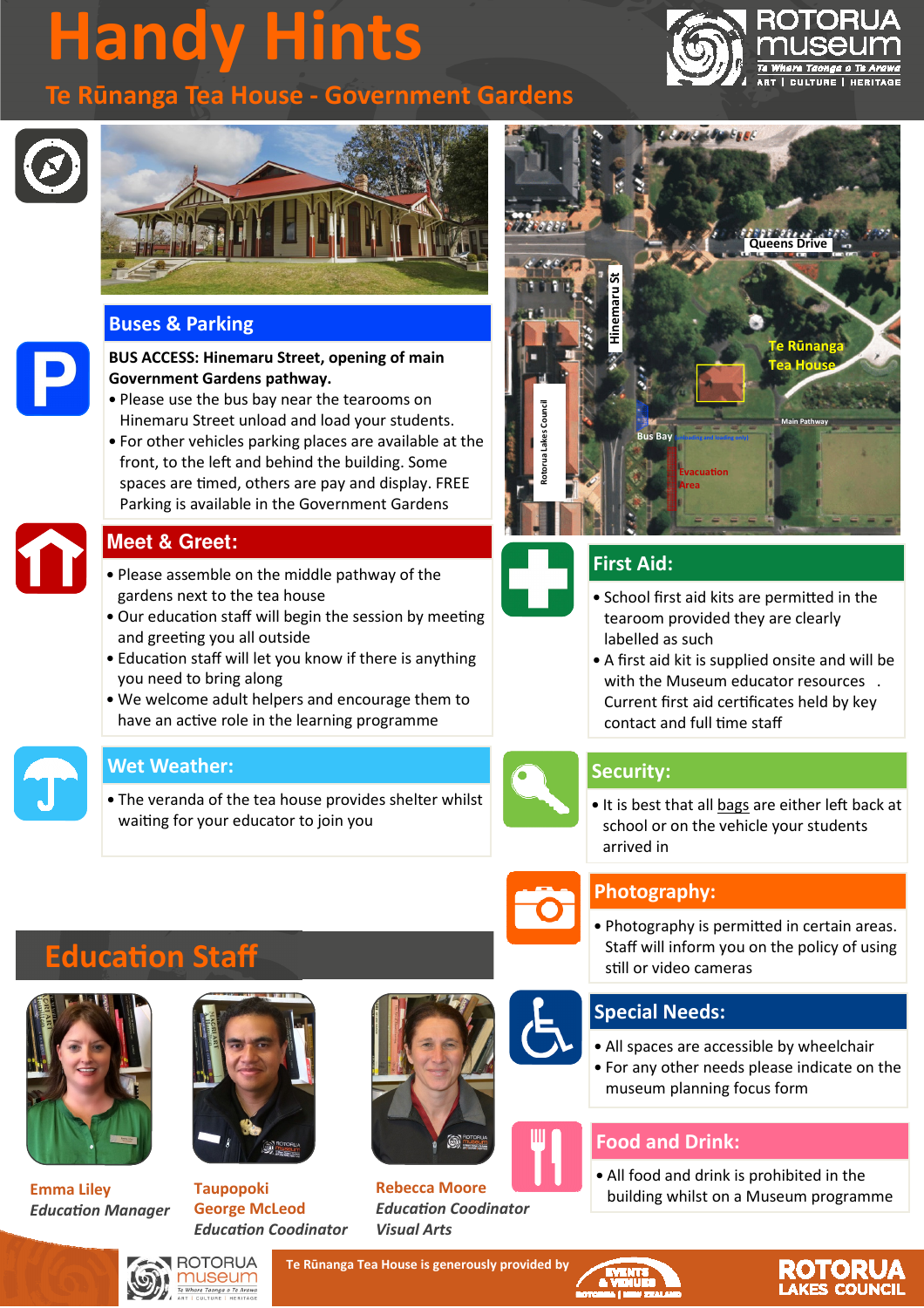# Handy Hints

## Te Rūnanga Tea House - Government Gardens

Queens Drive

Hinemaru St

Te Rūnanga Tea House

Rotorua Lakes Council

Bus Bay

Main Pathway

Evacuation Area

### Buses & Parking

**BUS ACCESS: Hinemaru Street, opening of main Government Gardens pathway.**

- Please use the bus bay near the tearooms on Hinemaru Street unload and load your students.
- For other vehicles parking places are available at the front, to the left and behind the building. Some spaces are timed, others are pay and display. FREE Parking is available in the Government Gardens

### Meet & Greet:

- Please assemble on the middle pathway of the gardens next to the tea house
- Our education staff will begin the session by meeting and greeting you all outside
- Education staff will let you know if there is anything you need to bring along
- We welcome adult helpers and encourage them to have an active role in the learning programme

### Wet Weather:

- The veranda of the tea house provides shelter whilst waiting for your educator to join you

### First Aid:

- School first aid kits are permitted in the tearoom provided they are clearly labelled as such
- A first aid kit is supplied onsite and will be with the Museum educator resources . Current first aid certificates held by key contact and full time staff

### Security:

- It is best that all bags are either left back at school or on the vehicle your students arrived in

### Photography:

- Photography is permitted in certain areas. Staff will inform you on the policy of using still or video cameras

### Special Needs:

- All spaces are accessible by wheelchair
- For any other needs please indicate on the museum planning focus form

### Food and Drink:

- All food and drink is prohibited in the building whilst on a Museum programme

## Education Staff

**Emma Liley**
*Education Manager*

**Taupopoki George McLeod**
*Education Coodinator*

**Rebecca Moore**
*Education Coodinator Visual Arts*

Te Rūnanga Tea House is generously provided by Events & Venues Rotorua | New Zealand

Rotorua Lakes Council